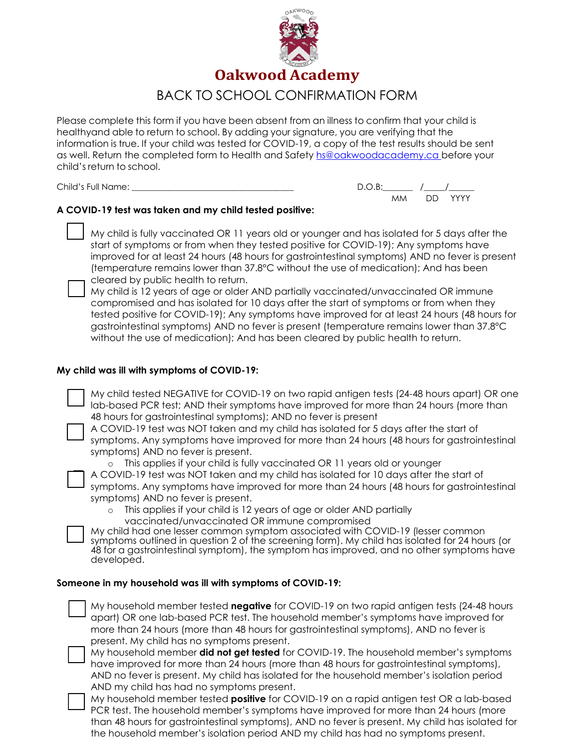# Oakwood Academy

## BACK TO SCHOOL CONFIRMATION FORM

Please complete this form if you have been absent from an illness to confirm that your child is healthyand able to return to school. By adding your signature, you are verifying that the information is true. If your child was tested for COVID-19, a copy of the test results should be sent as well. Return the completed form to Health and Safety hs@oakwoodacademy.ca before your child's return to school.

Child's Full Name: ____________________________________ D.O.B:_______ /_____/______
MM DD YYYY

**A COVID-19 test was taken and my child tested positive:**

- ☐ My child is fully vaccinated OR 11 years old or younger and has isolated for 5 days after the start of symptoms or from when they tested positive for COVID-19); Any symptoms have improved for at least 24 hours (48 hours for gastrointestinal symptoms) AND no fever is present (temperature remains lower than 37.8°C without the use of medication); And has been cleared by public health to return.
- ☐ My child is 12 years of age or older AND partially vaccinated/unvaccinated OR immune compromised and has isolated for 10 days after the start of symptoms or from when they tested positive for COVID-19); Any symptoms have improved for at least 24 hours (48 hours for gastrointestinal symptoms) AND no fever is present (temperature remains lower than 37.8°C without the use of medication); And has been cleared by public health to return.

**My child was ill with symptoms of COVID-19:**

- ☐ My child tested NEGATIVE for COVID-19 on two rapid antigen tests (24-48 hours apart) OR one lab-based PCR test; AND their symptoms have improved for more than 24 hours (more than 48 hours for gastrointestinal symptoms); AND no fever is present
- ☐ A COVID-19 test was NOT taken and my child has isolated for 5 days after the start of symptoms. Any symptoms have improved for more than 24 hours (48 hours for gastrointestinal symptoms) AND no fever is present.
  - This applies if your child is fully vaccinated OR 11 years old or younger
- ☐ A COVID-19 test was NOT taken and my child has isolated for 10 days after the start of symptoms. Any symptoms have improved for more than 24 hours (48 hours for gastrointestinal symptoms) AND no fever is present.
  - This applies if your child is 12 years of age or older AND partially vaccinated/unvaccinated OR immune compromised
- ☐ My child had one lesser common symptom associated with COVID-19 (lesser common symptoms outlined in question 2 of the screening form). My child has isolated for 24 hours (or 48 for a gastrointestinal symptom), the symptom has improved, and no other symptoms have developed.

**Someone in my household was ill with symptoms of COVID-19:**

- ☐ My household member tested **negative** for COVID-19 on two rapid antigen tests (24-48 hours apart) OR one lab-based PCR test. The household member's symptoms have improved for more than 24 hours (more than 48 hours for gastrointestinal symptoms), AND no fever is present. My child has no symptoms present.
- ☐ My household member **did not get tested** for COVID-19. The household member's symptoms have improved for more than 24 hours (more than 48 hours for gastrointestinal symptoms), AND no fever is present. My child has isolated for the household member's isolation period AND my child has had no symptoms present.
- ☐ My household member tested **positive** for COVID-19 on a rapid antigen test OR a lab-based PCR test. The household member's symptoms have improved for more than 24 hours (more than 48 hours for gastrointestinal symptoms), AND no fever is present. My child has isolated for the household member's isolation period AND my child has had no symptoms present.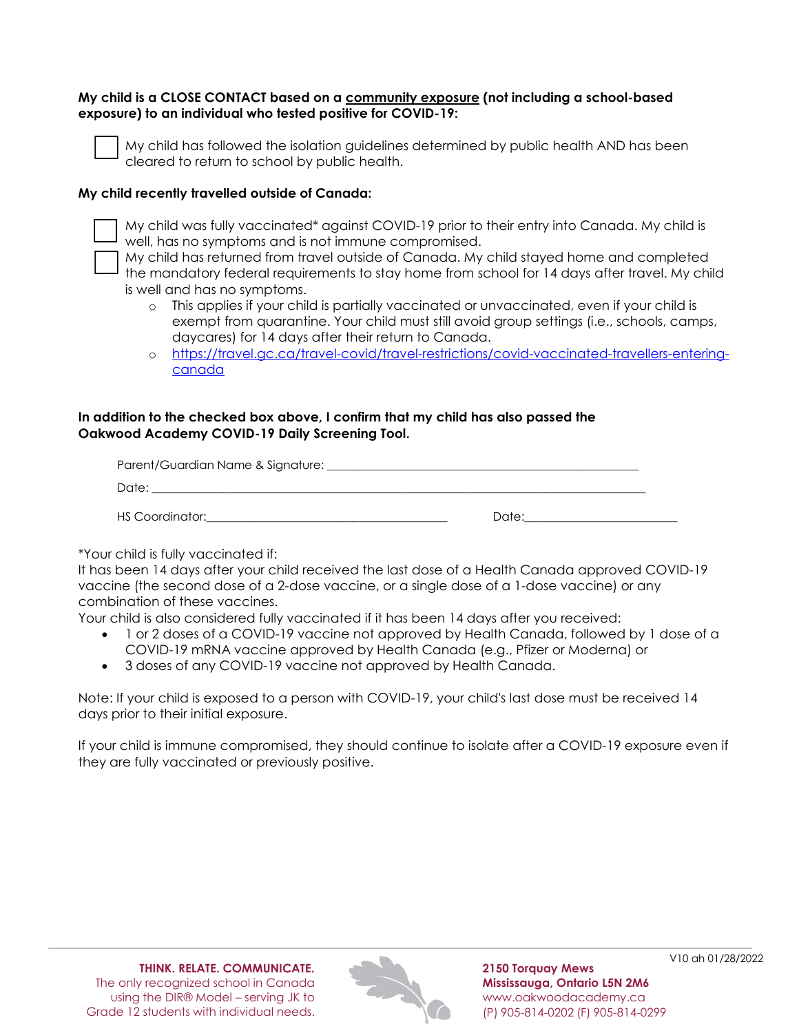**My child is a CLOSE CONTACT based on a community exposure (not including a school-based exposure) to an individual who tested positive for COVID-19:**

- [ ] My child has followed the isolation guidelines determined by public health AND has been cleared to return to school by public health.

**My child recently travelled outside of Canada:**

- [ ] My child was fully vaccinated* against COVID-19 prior to their entry into Canada. My child is well, has no symptoms and is not immune compromised.
- [ ] My child has returned from travel outside of Canada. My child stayed home and completed the mandatory federal requirements to stay home from school for 14 days after travel. My child is well and has no symptoms.
  - This applies if your child is partially vaccinated or unvaccinated, even if your child is exempt from quarantine. Your child must still avoid group settings (i.e., schools, camps, daycares) for 14 days after their return to Canada.
  - https://travel.gc.ca/travel-covid/travel-restrictions/covid-vaccinated-travellers-entering-canada

**In addition to the checked box above, I confirm that my child has also passed the Oakwood Academy COVID-19 Daily Screening Tool.**

Parent/Guardian Name & Signature: ______________________________

Date: ______________________________

HS Coordinator: ______________________________ Date: ______________________________

*Your child is fully vaccinated if:
It has been 14 days after your child received the last dose of a Health Canada approved COVID-19 vaccine (the second dose of a 2-dose vaccine, or a single dose of a 1-dose vaccine) or any combination of these vaccines.
Your child is also considered fully vaccinated if it has been 14 days after you received:

- 1 or 2 doses of a COVID-19 vaccine not approved by Health Canada, followed by 1 dose of a COVID-19 mRNA vaccine approved by Health Canada (e.g., Pfizer or Moderna) or
- 3 doses of any COVID-19 vaccine not approved by Health Canada.

Note: If your child is exposed to a person with COVID-19, your child's last dose must be received 14 days prior to their initial exposure.

If your child is immune compromised, they should continue to isolate after a COVID-19 exposure even if they are fully vaccinated or previously positive.

V10 ah 01/28/2022

**THINK. RELATE. COMMUNICATE.**
The only recognized school in Canada using the DIR® Model – serving JK to Grade 12 students with individual needs.

**2150 Torquay Mews**
**Mississauga, Ontario L5N 2M6**
www.oakwoodacademy.ca
(P) 905-814-0202 (F) 905-814-0299